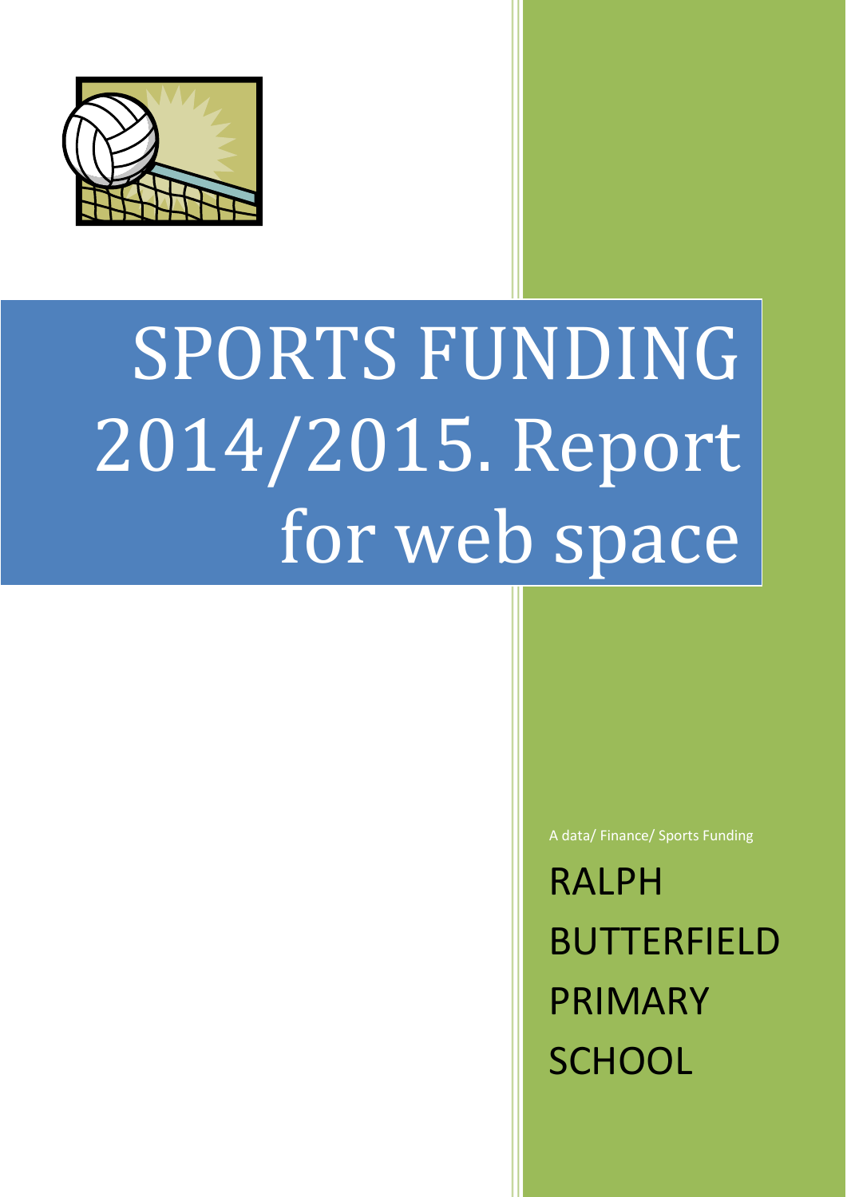# SPORTS FUNDING 2014/2015. Report for web space

A data/ Finance/ Sports Funding

RALPH BUTTERFIELD PRIMARY SCHOOL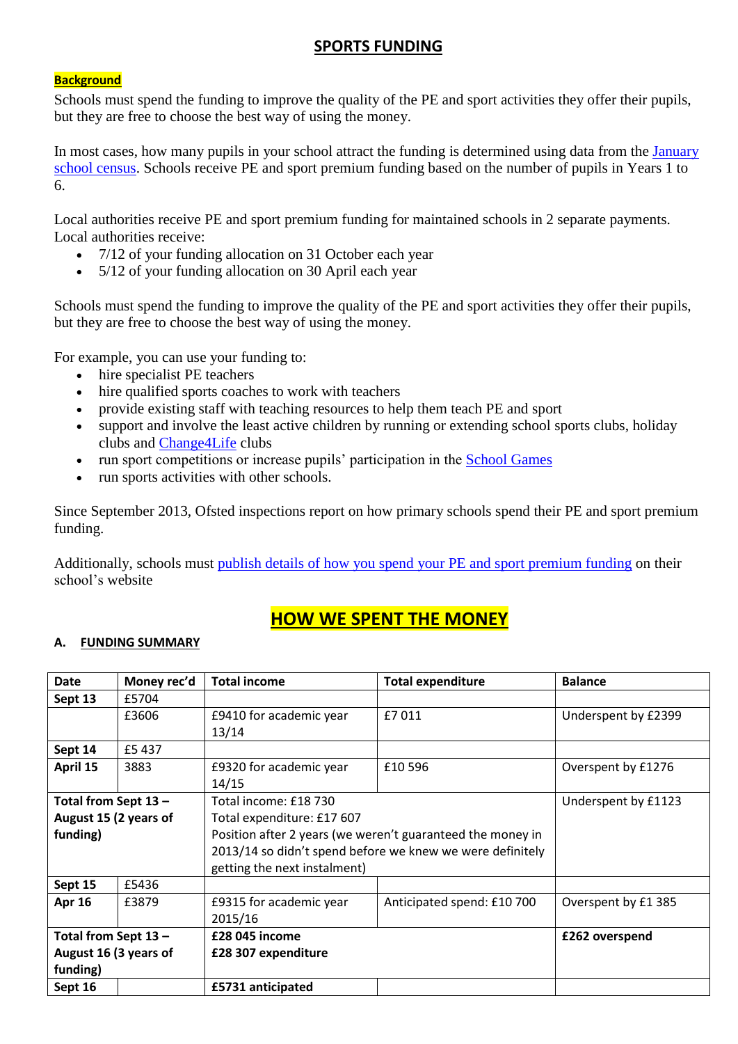# SPORTS FUNDING

**Background**

Schools must spend the funding to improve the quality of the PE and sport activities they offer their pupils, but they are free to choose the best way of using the money.

In most cases, how many pupils in your school attract the funding is determined using data from the January school census. Schools receive PE and sport premium funding based on the number of pupils in Years 1 to 6.

Local authorities receive PE and sport premium funding for maintained schools in 2 separate payments. Local authorities receive:

- 7/12 of your funding allocation on 31 October each year
- 5/12 of your funding allocation on 30 April each year

Schools must spend the funding to improve the quality of the PE and sport activities they offer their pupils, but they are free to choose the best way of using the money.

For example, you can use your funding to:

- hire specialist PE teachers
- hire qualified sports coaches to work with teachers
- provide existing staff with teaching resources to help them teach PE and sport
- support and involve the least active children by running or extending school sports clubs, holiday clubs and Change4Life clubs
- run sport competitions or increase pupils' participation in the School Games
- run sports activities with other schools.

Since September 2013, Ofsted inspections report on how primary schools spend their PE and sport premium funding.

Additionally, schools must publish details of how you spend your PE and sport premium funding on their school's website

## HOW WE SPENT THE MONEY

### A. FUNDING SUMMARY

| Date | Money rec'd | Total income | Total expenditure | Balance |
|---|---|---|---|---|
| **Sept 13** | £5704 | | | |
| | £3606 | £9410 for academic year 13/14 | £7 011 | Underspent by £2399 |
| **Sept 14** | £5 437 | | | |
| **April 15** | 3883 | £9320 for academic year 14/15 | £10 596 | Overspent by £1276 |
| **Total from Sept 13 – August 15 (2 years of funding)** | | Total income: £18 730<br>Total expenditure: £17 607<br>Position after 2 years (we weren't guaranteed the money in 2013/14 so didn't spend before we knew we were definitely getting the next instalment) | | Underspent by £1123 |
| **Sept 15** | £5436 | | | |
| **Apr 16** | £3879 | £9315 for academic year 2015/16 | Anticipated spend: £10 700 | Overspent by £1 385 |
| **Total from Sept 13 – August 16 (3 years of funding)** | | **£28 045 income**<br>**£28 307 expenditure** | | **£262 overspend** |
| **Sept 16** | | **£5731 anticipated** | | |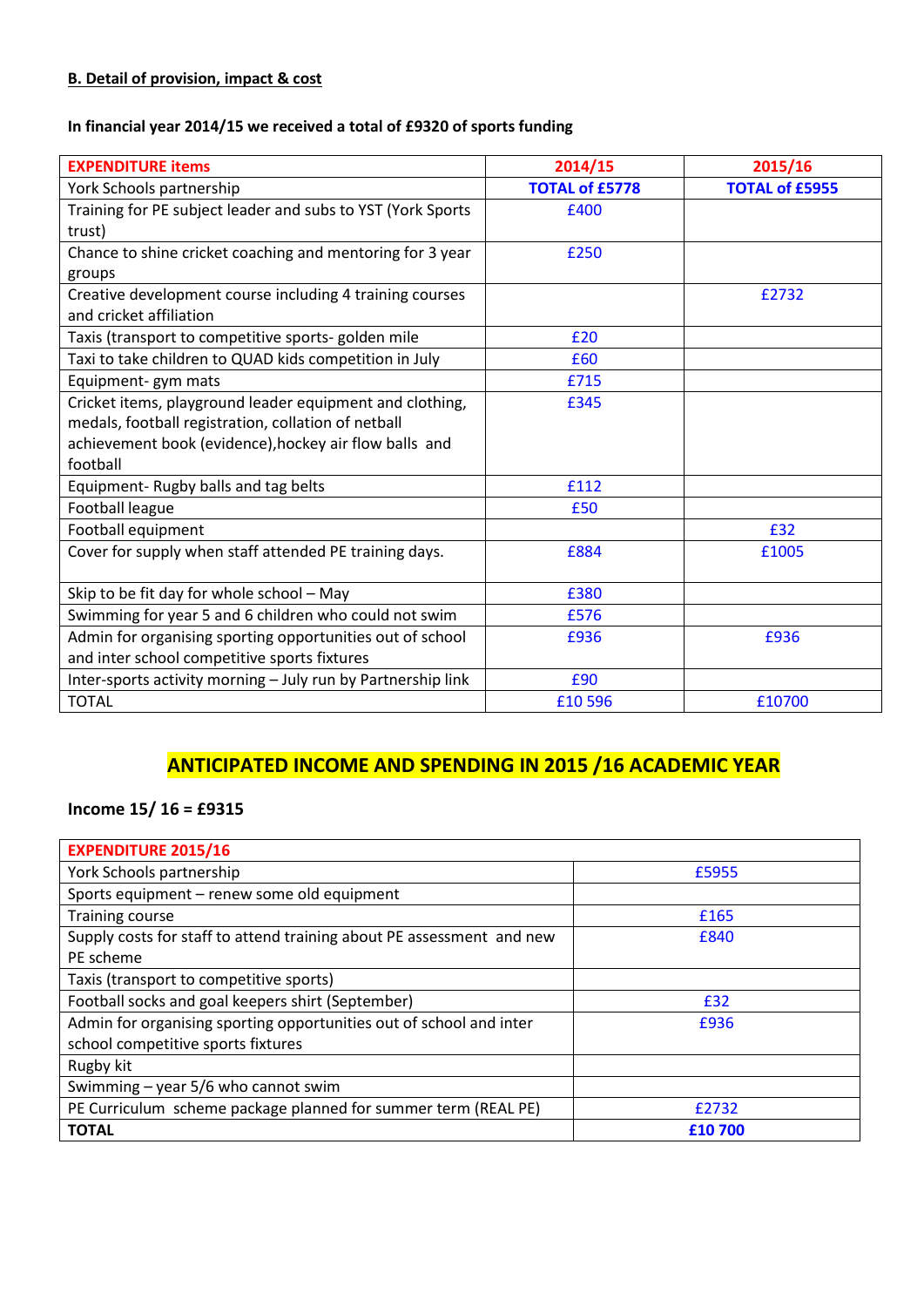**B. Detail of provision, impact & cost**

**In financial year 2014/15 we received a total of £9320 of sports funding**

| EXPENDITURE items | 2014/15 | 2015/16 |
|---|---|---|
| York Schools partnership | **TOTAL of £5778** | **TOTAL of £5955** |
| Training for PE subject leader and subs to YST (York Sports trust) | £400 | |
| Chance to shine cricket coaching and mentoring for 3 year groups | £250 | |
| Creative development course including 4 training courses and cricket affiliation | | £2732 |
| Taxis (transport to competitive sports- golden mile | £20 | |
| Taxi to take children to QUAD kids competition in July | £60 | |
| Equipment- gym mats | £715 | |
| Cricket items, playground leader equipment and clothing, medals, football registration, collation of netball achievement book (evidence),hockey air flow balls and football | £345 | |
| Equipment- Rugby balls and tag belts | £112 | |
| Football league | £50 | |
| Football equipment | | £32 |
| Cover for supply when staff attended PE training days. | £884 | £1005 |
| Skip to be fit day for whole school – May | £380 | |
| Swimming for year 5 and 6 children who could not swim | £576 | |
| Admin for organising sporting opportunities out of school and inter school competitive sports fixtures | £936 | £936 |
| Inter-sports activity morning – July run by Partnership link | £90 | |
| TOTAL | £10 596 | £10700 |

## ANTICIPATED INCOME AND SPENDING IN 2015 /16 ACADEMIC YEAR

**Income 15/ 16 = £9315**

| EXPENDITURE 2015/16 | |
|---|---|
| York Schools partnership | £5955 |
| Sports equipment – renew some old equipment | |
| Training course | £165 |
| Supply costs for staff to attend training about PE assessment and new PE scheme | £840 |
| Taxis (transport to competitive sports) | |
| Football socks and goal keepers shirt (September) | £32 |
| Admin for organising sporting opportunities out of school and inter school competitive sports fixtures | £936 |
| Rugby kit | |
| Swimming – year 5/6 who cannot swim | |
| PE Curriculum scheme package planned for summer term (REAL PE) | £2732 |
| **TOTAL** | **£10 700** |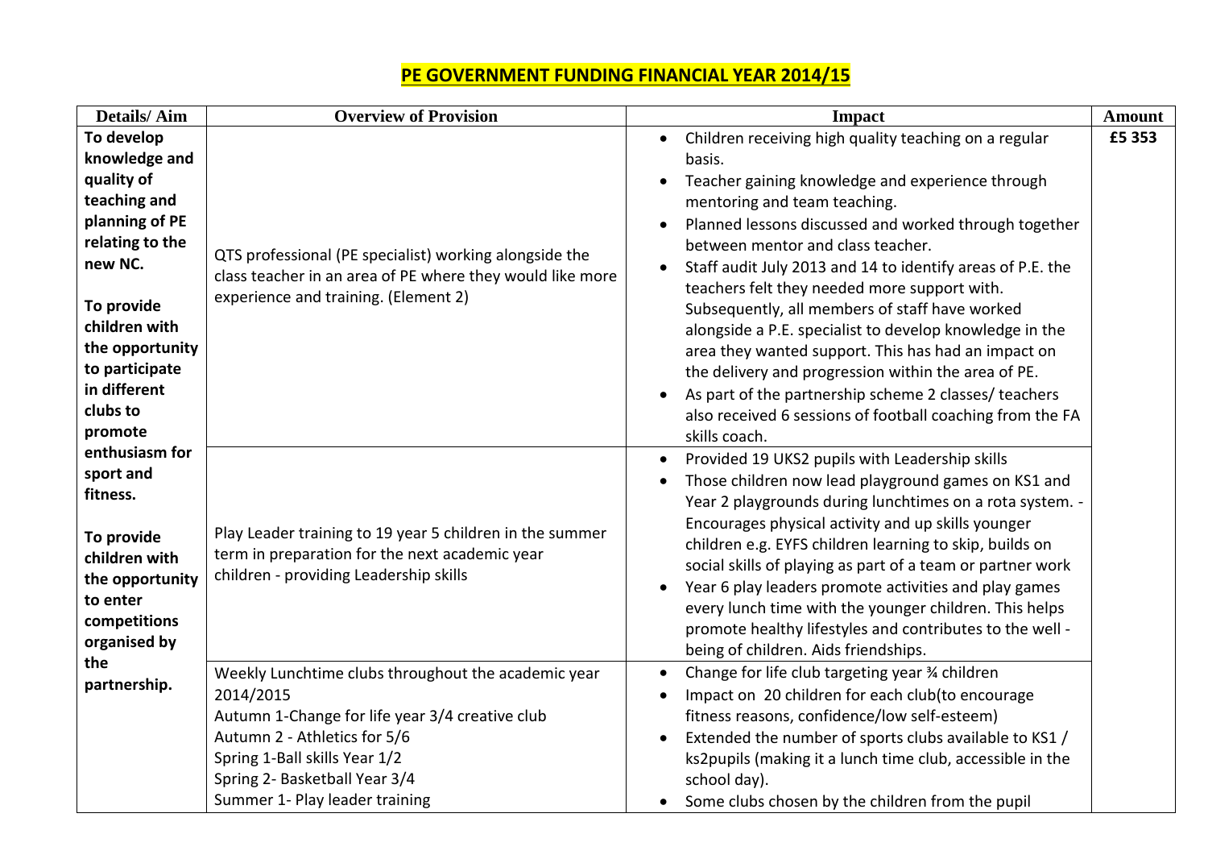# PE GOVERNMENT FUNDING FINANCIAL YEAR 2014/15

| Details/ Aim | Overview of Provision | Impact | Amount |
|---|---|---|---|
| **To develop knowledge and quality of teaching and planning of PE relating to the new NC.**<br><br>**To provide children with the opportunity to participate in different clubs to promote enthusiasm for sport and fitness.**<br><br>**To provide children with the opportunity to enter competitions organised by the partnership.** | QTS professional (PE specialist) working alongside the class teacher in an area of PE where they would like more experience and training. (Element 2) | • Children receiving high quality teaching on a regular basis.<br>• Teacher gaining knowledge and experience through mentoring and team teaching.<br>• Planned lessons discussed and worked through together between mentor and class teacher.<br>• Staff audit July 2013 and 14 to identify areas of P.E. the teachers felt they needed more support with. Subsequently, all members of staff have worked alongside a P.E. specialist to develop knowledge in the area they wanted support. This has had an impact on the delivery and progression within the area of PE.<br>• As part of the partnership scheme 2 classes/ teachers also received 6 sessions of football coaching from the FA skills coach. | **£5 353** |
| | Play Leader training to 19 year 5 children in the summer term in preparation for the next academic year children - providing Leadership skills | • Provided 19 UKS2 pupils with Leadership skills<br>• Those children now lead playground games on KS1 and Year 2 playgrounds during lunchtimes on a rota system. - Encourages physical activity and up skills younger children e.g. EYFS children learning to skip, builds on social skills of playing as part of a team or partner work<br>• Year 6 play leaders promote activities and play games every lunch time with the younger children. This helps promote healthy lifestyles and contributes to the well - being of children. Aids friendships. | |
| | Weekly Lunchtime clubs throughout the academic year 2014/2015<br>Autumn 1-Change for life year 3/4 creative club<br>Autumn 2 - Athletics for 5/6<br>Spring 1-Ball skills Year 1/2<br>Spring 2- Basketball Year 3/4<br>Summer 1- Play leader training | • Change for life club targeting year ¾ children<br>• Impact on 20 children for each club(to encourage fitness reasons, confidence/low self-esteem)<br>• Extended the number of sports clubs available to KS1 / ks2pupils (making it a lunch time club, accessible in the school day).<br>• Some clubs chosen by the children from the pupil | |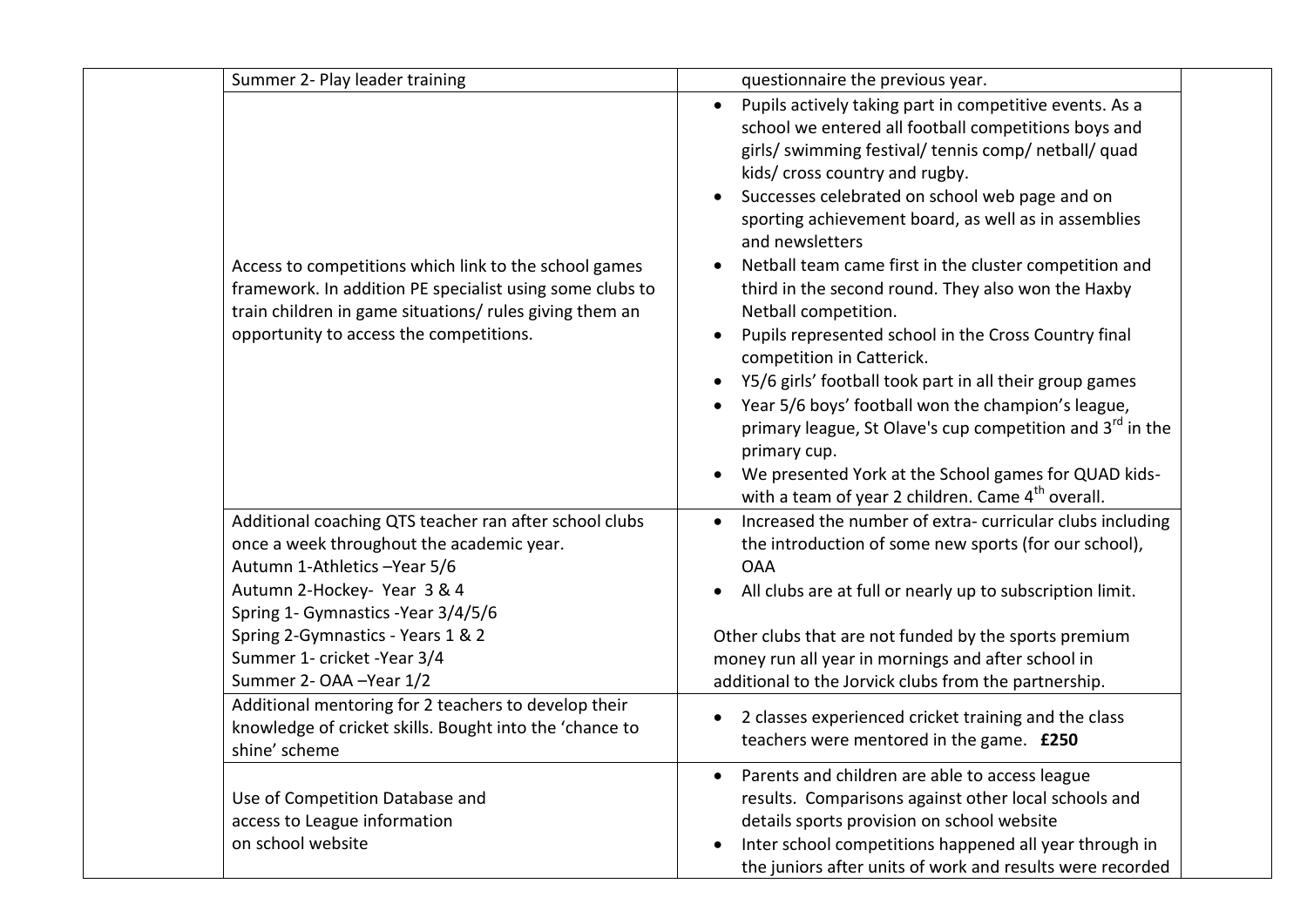| | | | |
|---|---|---|---|
| | Summer 2- Play leader training | questionnaire the previous year. | |
| | Access to competitions which link to the school games framework. In addition PE specialist using some clubs to train children in game situations/ rules giving them an opportunity to access the competitions. | • Pupils actively taking part in competitive events. As a school we entered all football competitions boys and girls/ swimming festival/ tennis comp/ netball/ quad kids/ cross country and rugby.<br>• Successes celebrated on school web page and on sporting achievement board, as well as in assemblies and newsletters<br>• Netball team came first in the cluster competition and third in the second round. They also won the Haxby Netball competition.<br>• Pupils represented school in the Cross Country final competition in Catterick.<br>• Y5/6 girls' football took part in all their group games<br>• Year 5/6 boys' football won the champion's league, primary league, St Olave's cup competition and 3rd in the primary cup.<br>• We presented York at the School games for QUAD kids- with a team of year 2 children. Came 4th overall. | |
| | Additional coaching QTS teacher ran after school clubs once a week throughout the academic year.<br>Autumn 1-Athletics –Year 5/6<br>Autumn 2-Hockey- Year 3 & 4<br>Spring 1- Gymnastics -Year 3/4/5/6<br>Spring 2-Gymnastics - Years 1 & 2<br>Summer 1- cricket -Year 3/4<br>Summer 2- OAA –Year 1/2 | • Increased the number of extra- curricular clubs including the introduction of some new sports (for our school), OAA<br>• All clubs are at full or nearly up to subscription limit.<br><br>Other clubs that are not funded by the sports premium money run all year in mornings and after school in additional to the Jorvick clubs from the partnership. | |
| | Additional mentoring for 2 teachers to develop their knowledge of cricket skills. Bought into the 'chance to shine' scheme | • 2 classes experienced cricket training and the class teachers were mentored in the game. **£250** | |
| | Use of Competition Database and access to League information on school website | • Parents and children are able to access league results. Comparisons against other local schools and details sports provision on school website<br>• Inter school competitions happened all year through in the juniors after units of work and results were recorded | |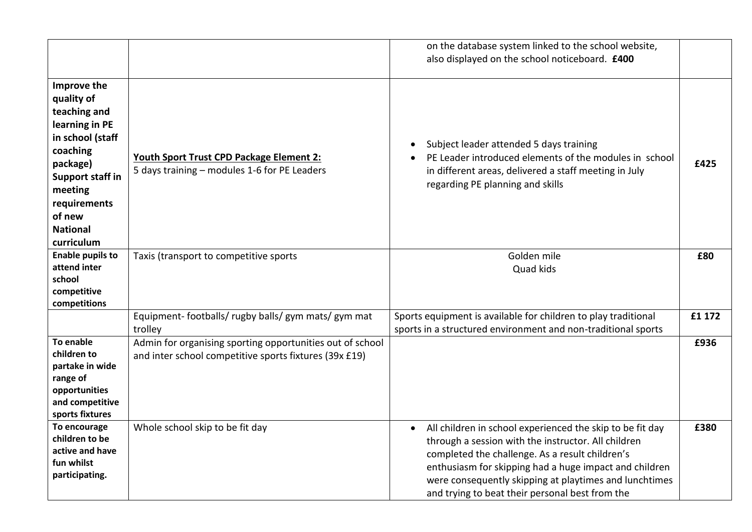| | | | |
|---|---|---|---|
| | | on the database system linked to the school website, also displayed on the school noticeboard. **£400** | |
| **Improve the quality of teaching and learning in PE in school (staff coaching package) Support staff in meeting requirements of new National curriculum** | **<u>Youth Sport Trust CPD Package Element 2:</u>** 5 days training – modules 1-6 for PE Leaders | • Subject leader attended 5 days training<br>• PE Leader introduced elements of the modules in school in different areas, delivered a staff meeting in July regarding PE planning and skills | **£425** |
| **Enable pupils to attend inter school competitive competitions** | Taxis (transport to competitive sports | Golden mile<br>Quad kids | **£80** |
| | Equipment- footballs/ rugby balls/ gym mats/ gym mat trolley | Sports equipment is available for children to play traditional sports in a structured environment and non-traditional sports | **£1 172** |
| **To enable children to partake in wide range of opportunities and competitive sports fixtures** | Admin for organising sporting opportunities out of school and inter school competitive sports fixtures (39x £19) | | **£936** |
| **To encourage children to be active and have fun whilst participating.** | Whole school skip to be fit day | • All children in school experienced the skip to be fit day through a session with the instructor. All children completed the challenge. As a result children's enthusiasm for skipping had a huge impact and children were consequently skipping at playtimes and lunchtimes and trying to beat their personal best from the | **£380** |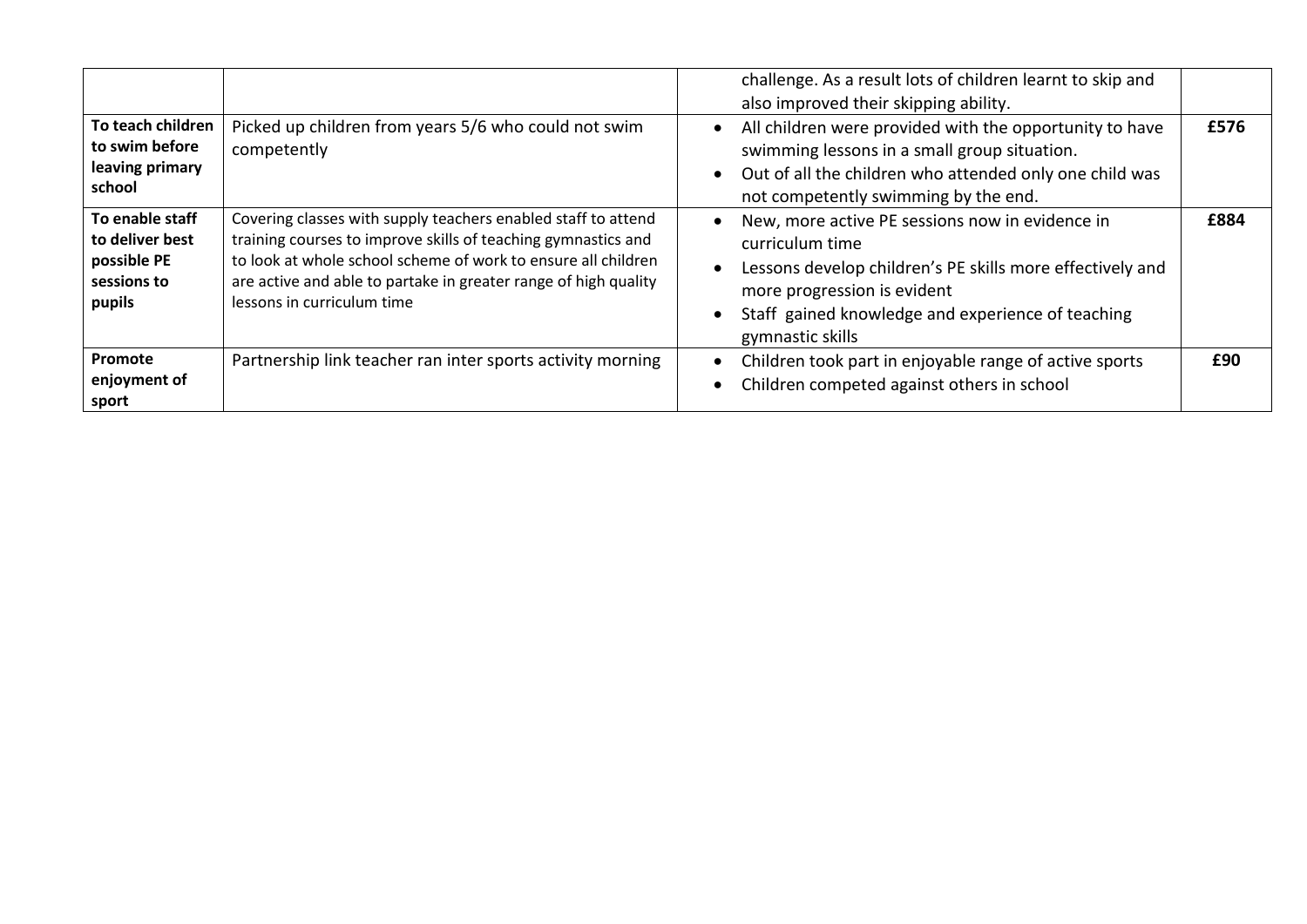| | | | |
|---|---|---|---|
| | | challenge. As a result lots of children learnt to skip and also improved their skipping ability. | |
| **To teach children to swim before leaving primary school** | Picked up children from years 5/6 who could not swim competently | • All children were provided with the opportunity to have swimming lessons in a small group situation.<br>• Out of all the children who attended only one child was not competently swimming by the end. | **£576** |
| **To enable staff to deliver best possible PE sessions to pupils** | Covering classes with supply teachers enabled staff to attend training courses to improve skills of teaching gymnastics and to look at whole school scheme of work to ensure all children are active and able to partake in greater range of high quality lessons in curriculum time | • New, more active PE sessions now in evidence in curriculum time<br>• Lessons develop children's PE skills more effectively and more progression is evident<br>• Staff gained knowledge and experience of teaching gymnastic skills | **£884** |
| **Promote enjoyment of sport** | Partnership link teacher ran inter sports activity morning | • Children took part in enjoyable range of active sports<br>• Children competed against others in school | **£90** |